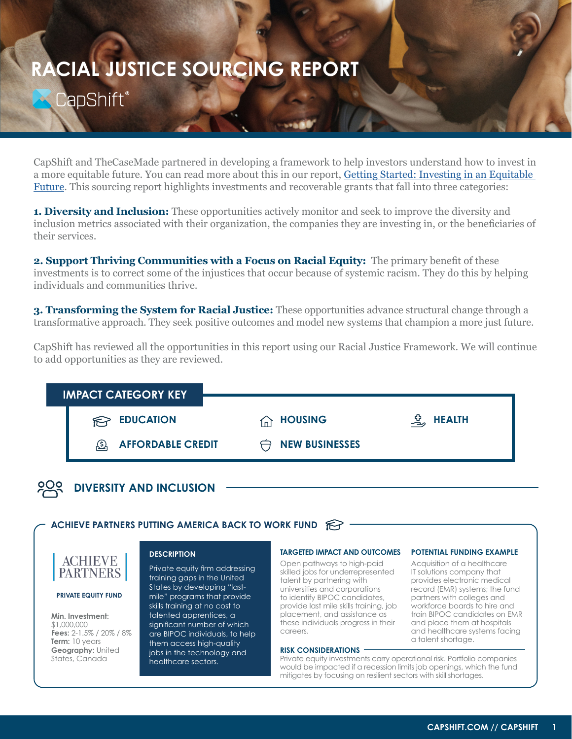# RACIAL JUSTICE SOURCING REPORT

CapShift®

CapShift and TheCaseMade partnered in developing a framework to help investors understand how to invest in a more equitable future. You can read more about this in our report, Getting Started: Investing in an Equitable Future. This sourcing report highlights investments and recoverable grants that fall into three categories:

**1. Diversity and Inclusion:** These opportunities actively monitor and seek to improve the diversity and inclusion metrics associated with their organization, the companies they are investing in, or the beneficiaries of their services.

**2. Support Thriving Communities with a Focus on Racial Equity:** The primary benefit of these investments is to correct some of the injustices that occur because of systemic racism. They do this by helping individuals and communities thrive.

**3. Transforming the System for Racial Justice:** These opportunities advance structural change through a transformative approach. They seek positive outcomes and model new systems that champion a more just future.

CapShift has reviewed all the opportunities in this report using our Racial Justice Framework. We will continue to add opportunities as they are reviewed.

## IMPACT CATEGORY KEY

- EDUCATION
- HOUSING
- HEALTH
- AFFORDABLE CREDIT
- NEW BUSINESSES

## DIVERSITY AND INCLUSION

### ACHIEVE PARTNERS PUTTING AMERICA BACK TO WORK FUND

ACHIEVE PARTNERS

**PRIVATE EQUITY FUND**

**Min. Investment:** $1,000,000
**Fees:** 2-1.5% / 20% / 8%
**Term:** 10 years
**Geography:** United States, Canada

**DESCRIPTION**

Private equity firm addressing training gaps in the United States by developing "last-mile" programs that provide skills training at no cost to talented apprentices, a significant number of which are BIPOC individuals, to help them access high-quality jobs in the technology and healthcare sectors.

**TARGETED IMPACT AND OUTCOMES**

Open pathways to high-paid skilled jobs for underrepresented talent by partnering with universities and corporations to identify BIPOC candidates, provide last mile skills training, job placement, and assistance as these individuals progress in their careers.

**POTENTIAL FUNDING EXAMPLE**

Acquisition of a healthcare IT solutions company that provides electronic medical record (EMR) systems; the fund partners with colleges and workforce boards to hire and train BIPOC candidates on EMR and place them at hospitals and healthcare systems facing a talent shortage.

**RISK CONSIDERATIONS**

Private equity investments carry operational risk. Portfolio companies would be impacted if a recession limits job openings, which the fund mitigates by focusing on resilient sectors with skill shortages.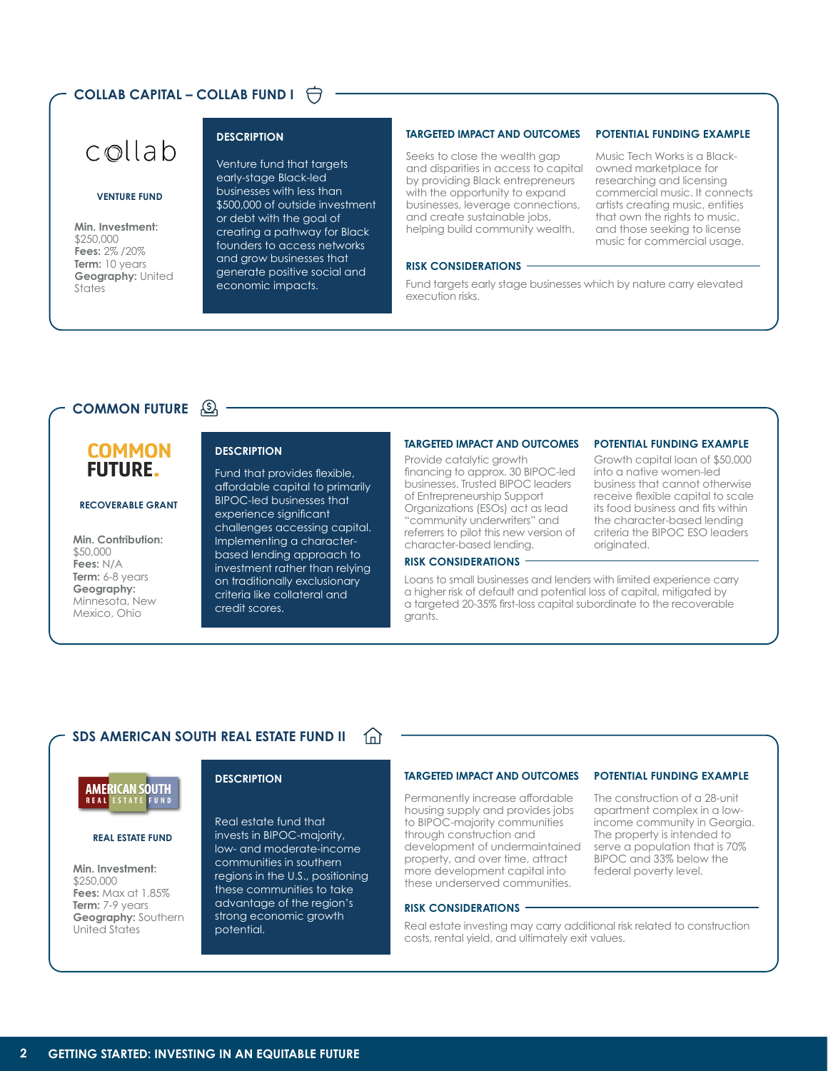## COLLAB CAPITAL – COLLAB FUND I

collab

**VENTURE FUND**

**Min. Investment:** $250,000
**Fees:** 2% /20%
**Term:** 10 years
**Geography:** United States

### DESCRIPTION

Venture fund that targets early-stage Black-led businesses with less than $500,000 of outside investment or debt with the goal of creating a pathway for Black founders to access networks and grow businesses that generate positive social and economic impacts.

### TARGETED IMPACT AND OUTCOMES

Seeks to close the wealth gap and disparities in access to capital by providing Black entrepreneurs with the opportunity to expand businesses, leverage connections, and create sustainable jobs, helping build community wealth.

### POTENTIAL FUNDING EXAMPLE

Music Tech Works is a Black-owned marketplace for researching and licensing commercial music. It connects artists creating music, entities that own the rights to music, and those seeking to license music for commercial usage.

### RISK CONSIDERATIONS

Fund targets early stage businesses which by nature carry elevated execution risks.

## COMMON FUTURE

COMMON FUTURE.

**RECOVERABLE GRANT**

**Min. Contribution:** $50,000
**Fees:** N/A
**Term:** 6-8 years
**Geography:** Minnesota, New Mexico, Ohio

### DESCRIPTION

Fund that provides flexible, affordable capital to primarily BIPOC-led businesses that experience significant challenges accessing capital. Implementing a character-based lending approach to investment rather than relying on traditionally exclusionary criteria like collateral and credit scores.

### TARGETED IMPACT AND OUTCOMES

Provide catalytic growth financing to approx. 30 BIPOC-led businesses. Trusted BIPOC leaders of Entrepreneurship Support Organizations (ESOs) act as lead "community underwriters" and referrers to pilot this new version of character-based lending.

### POTENTIAL FUNDING EXAMPLE

Growth capital loan of $50,000 into a native women-led business that cannot otherwise receive flexible capital to scale its food business and fits within the character-based lending criteria the BIPOC ESO leaders originated.

### RISK CONSIDERATIONS

Loans to small businesses and lenders with limited experience carry a higher risk of default and potential loss of capital, mitigated by a targeted 20-35% first-loss capital subordinate to the recoverable grants.

## SDS AMERICAN SOUTH REAL ESTATE FUND II

AMERICAN SOUTH REAL ESTATE FUND

**REAL ESTATE FUND**

**Min. Investment:** $250,000
**Fees:** Max at 1.85%
**Term:** 7-9 years
**Geography:** Southern United States

### DESCRIPTION

Real estate fund that invests in BIPOC-majority, low- and moderate-income communities in southern regions in the U.S., positioning these communities to take advantage of the region's strong economic growth potential.

### TARGETED IMPACT AND OUTCOMES

Permanently increase affordable housing supply and provides jobs to BIPOC-majority communities through construction and development of undermaintained property, and over time, attract more development capital into these underserved communities.

### POTENTIAL FUNDING EXAMPLE

The construction of a 28-unit apartment complex in a low-income community in Georgia. The property is intended to serve a population that is 70% BIPOC and 33% below the federal poverty level.

### RISK CONSIDERATIONS

Real estate investing may carry additional risk related to construction costs, rental yield, and ultimately exit values.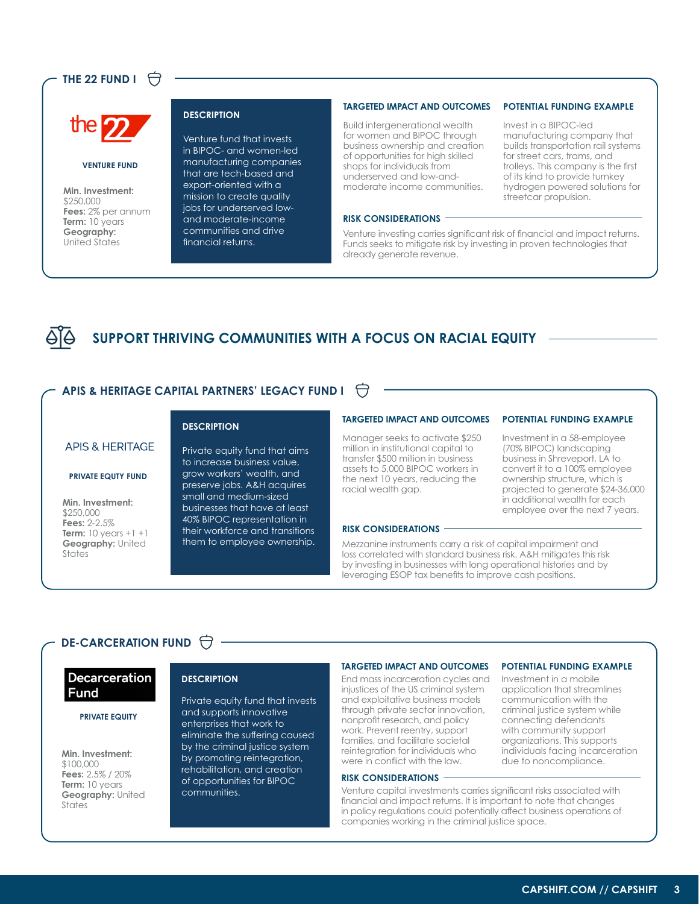## THE 22 FUND I

the 22

**VENTURE FUND**

**Min. Investment:** $250,000
**Fees:** 2% per annum
**Term:** 10 years
**Geography:** United States

### DESCRIPTION

Venture fund that invests in BIPOC- and women-led manufacturing companies that are tech-based and export-oriented with a mission to create quality jobs for underserved low- and moderate-income communities and drive financial returns.

### TARGETED IMPACT AND OUTCOMES

Build intergenerational wealth for women and BIPOC through business ownership and creation of opportunities for high skilled shops for individuals from underserved and low-and-moderate income communities.

### POTENTIAL FUNDING EXAMPLE

Invest in a BIPOC-led manufacturing company that builds transportation rail systems for street cars, trams, and trolleys. This company is the first of its kind to provide turnkey hydrogen powered solutions for streetcar propulsion.

### RISK CONSIDERATIONS

Venture investing carries significant risk of financial and impact returns. Funds seeks to mitigate risk by investing in proven technologies that already generate revenue.

# SUPPORT THRIVING COMMUNITIES WITH A FOCUS ON RACIAL EQUITY

## APIS & HERITAGE CAPITAL PARTNERS' LEGACY FUND I

APIS & HERITAGE

**PRIVATE EQUTY FUND**

**Min. Investment:** $250,000
**Fees:** 2-2.5%
**Term:** 10 years +1 +1
**Geography:** United States

### DESCRIPTION

Private equity fund that aims to increase business value, grow workers' wealth, and preserve jobs. A&H acquires small and medium-sized businesses that have at least 40% BIPOC representation in their workforce and transitions them to employee ownership.

### TARGETED IMPACT AND OUTCOMES

Manager seeks to activate $250 million in institutional capital to transfer $500 million in business assets to 5,000 BIPOC workers in the next 10 years, reducing the racial wealth gap.

### POTENTIAL FUNDING EXAMPLE

Investment in a 58-employee (70% BIPOC) landscaping business in Shreveport, LA to convert it to a 100% employee ownership structure, which is projected to generate $24-36,000 in additional wealth for each employee over the next 7 years.

### RISK CONSIDERATIONS

Mezzanine instruments carry a risk of capital impairment and loss correlated with standard business risk. A&H mitigates this risk by investing in businesses with long operational histories and by leveraging ESOP tax benefits to improve cash positions.

## DE-CARCERATION FUND

Decarceration Fund

**PRIVATE EQUITY**

**Min. Investment:** $100,000
**Fees:** 2.5% / 20%
**Term:** 10 years
**Geography:** United States

### DESCRIPTION

Private equity fund that invests and supports innovative enterprises that work to eliminate the suffering caused by the criminal justice system by promoting reintegration, rehabilitation, and creation of opportunities for BIPOC communities.

### TARGETED IMPACT AND OUTCOMES

End mass incarceration cycles and injustices of the US criminal system and exploitative business models through private sector innovation, nonprofit research, and policy work. Prevent reentry, support families, and facilitate societal reintegration for individuals who were in conflict with the law.

### POTENTIAL FUNDING EXAMPLE

Investment in a mobile application that streamlines communication with the criminal justice system while connecting defendants with community support organizations. This supports individuals facing incarceration due to noncompliance.

### RISK CONSIDERATIONS

Venture capital investments carries significant risks associated with financial and impact returns. It is important to note that changes in policy regulations could potentially affect business operations of companies working in the criminal justice space.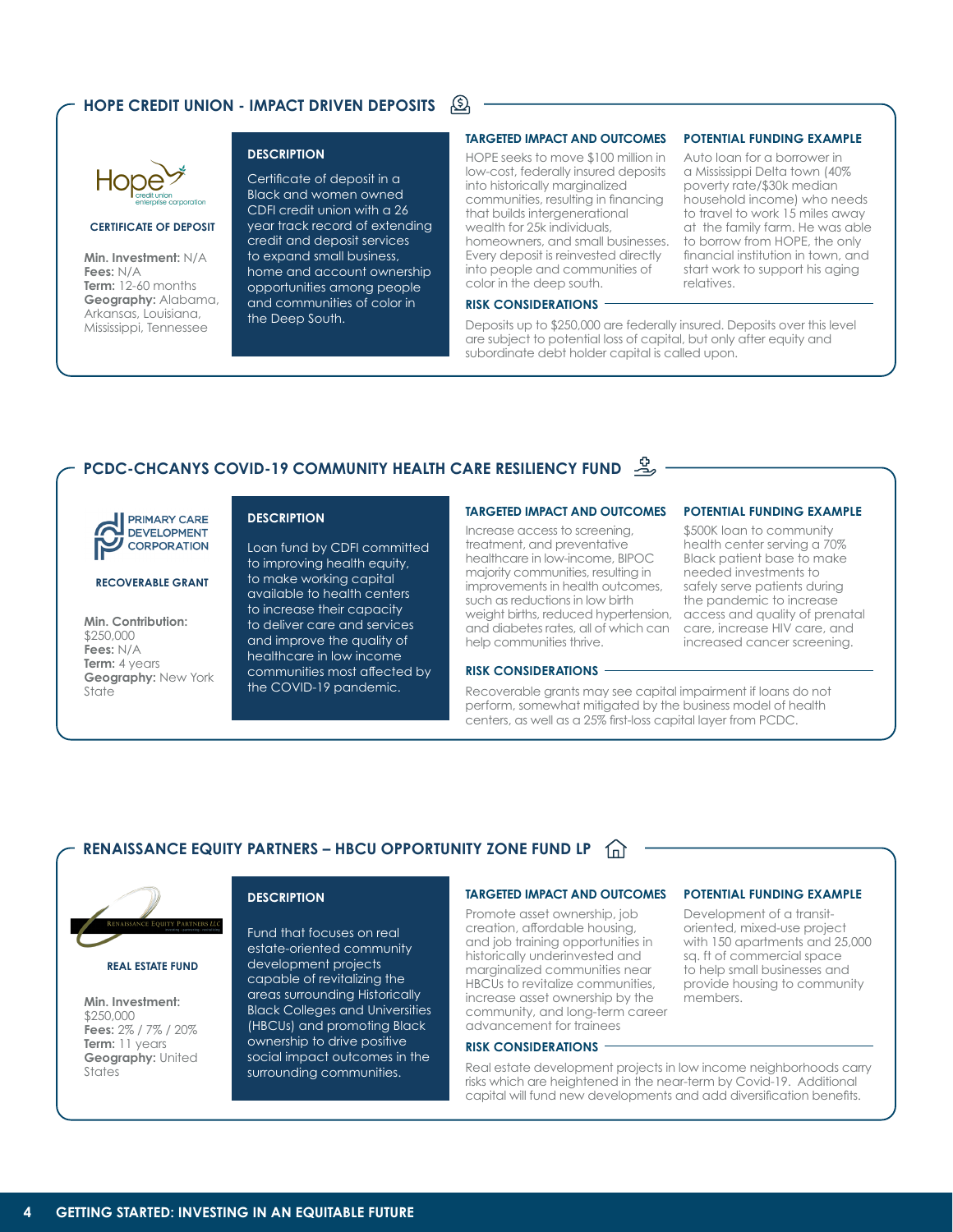## HOPE CREDIT UNION - IMPACT DRIVEN DEPOSITS

**CERTIFICATE OF DEPOSIT**

**Min. Investment:** N/A
**Fees:** N/A
**Term:** 12-60 months
**Geography:** Alabama, Arkansas, Louisiana, Mississippi, Tennessee

### DESCRIPTION

Certificate of deposit in a Black and women owned CDFI credit union with a 26 year track record of extending credit and deposit services to expand small business, home and account ownership opportunities among people and communities of color in the Deep South.

### TARGETED IMPACT AND OUTCOMES

HOPE seeks to move $100 million in low-cost, federally insured deposits into historically marginalized communities, resulting in financing that builds intergenerational wealth for 25k individuals, homeowners, and small businesses. Every deposit is reinvested directly into people and communities of color in the deep south.

### POTENTIAL FUNDING EXAMPLE

Auto loan for a borrower in a Mississippi Delta town (40% poverty rate/$30k median household income) who needs to travel to work 15 miles away at the family farm. He was able to borrow from HOPE, the only financial institution in town, and start work to support his aging relatives.

### RISK CONSIDERATIONS

Deposits up to $250,000 are federally insured. Deposits over this level are subject to potential loss of capital, but only after equity and subordinate debt holder capital is called upon.

## PCDC-CHCANYS COVID-19 COMMUNITY HEALTH CARE RESILIENCY FUND

**RECOVERABLE GRANT**

**Min. Contribution:** $250,000
**Fees:** N/A
**Term:** 4 years
**Geography:** New York State

### DESCRIPTION

Loan fund by CDFI committed to improving health equity, to make working capital available to health centers to increase their capacity to deliver care and services and improve the quality of healthcare in low income communities most affected by the COVID-19 pandemic.

### TARGETED IMPACT AND OUTCOMES

Increase access to screening, treatment, and preventative healthcare in low-income, BIPOC majority communities, resulting in improvements in health outcomes, such as reductions in low birth weight births, reduced hypertension, and diabetes rates, all of which can help communities thrive.

### POTENTIAL FUNDING EXAMPLE

$500K loan to community health center serving a 70% Black patient base to make needed investments to safely serve patients during the pandemic to increase access and quality of prenatal care, increase HIV care, and increased cancer screening.

### RISK CONSIDERATIONS

Recoverable grants may see capital impairment if loans do not perform, somewhat mitigated by the business model of health centers, as well as a 25% first-loss capital layer from PCDC.

## RENAISSANCE EQUITY PARTNERS – HBCU OPPORTUNITY ZONE FUND LP

**REAL ESTATE FUND**

**Min. Investment:** $250,000
**Fees:** 2% / 7% / 20%
**Term:** 11 years
**Geography:** United States

### DESCRIPTION

Fund that focuses on real estate-oriented community development projects capable of revitalizing the areas surrounding Historically Black Colleges and Universities (HBCUs) and promoting Black ownership to drive positive social impact outcomes in the surrounding communities.

### TARGETED IMPACT AND OUTCOMES

Promote asset ownership, job creation, affordable housing, and job training opportunities in historically underinvested and marginalized communities near HBCUs to revitalize communities, increase asset ownership by the community, and long-term career advancement for trainees

### POTENTIAL FUNDING EXAMPLE

Development of a transit-oriented, mixed-use project with 150 apartments and 25,000 sq. ft of commercial space to help small businesses and provide housing to community members.

### RISK CONSIDERATIONS

Real estate development projects in low income neighborhoods carry risks which are heightened in the near-term by Covid-19. Additional capital will fund new developments and add diversification benefits.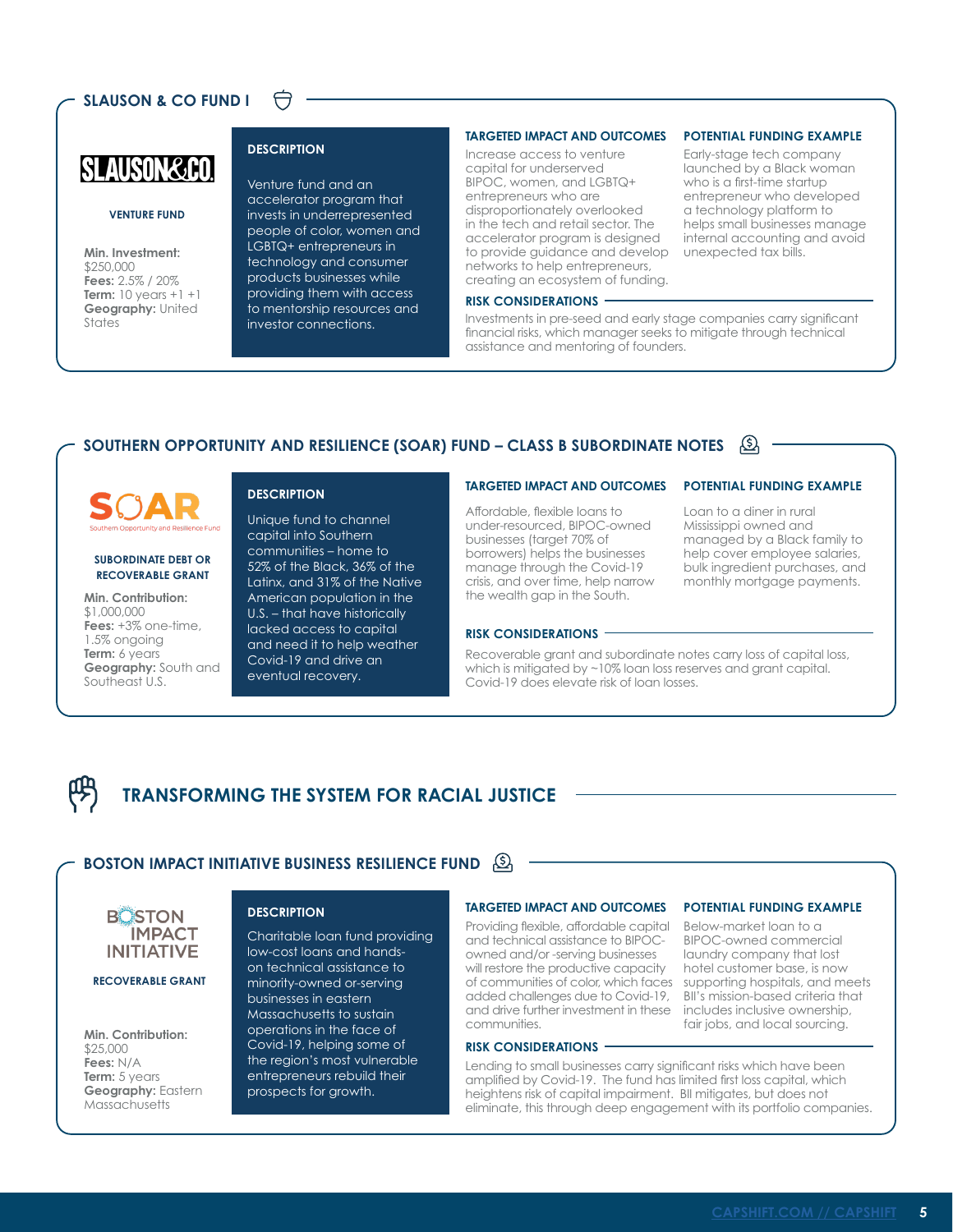## SLAUSON & CO FUND I

SLAUSON&CO.

**VENTURE FUND**

**Min. Investment:** $250,000
**Fees:** 2.5% / 20%
**Term:** 10 years +1 +1
**Geography:** United States

### DESCRIPTION

Venture fund and an accelerator program that invests in underrepresented people of color, women and LGBTQ+ entrepreneurs in technology and consumer products businesses while providing them with access to mentorship resources and investor connections.

### TARGETED IMPACT AND OUTCOMES

Increase access to venture capital for underserved BIPOC, women, and LGBTQ+ entrepreneurs who are disproportionately overlooked in the tech and retail sector. The accelerator program is designed to provide guidance and develop networks to help entrepreneurs, creating an ecosystem of funding.

### POTENTIAL FUNDING EXAMPLE

Early-stage tech company launched by a Black woman who is a first-time startup entrepreneur who developed a technology platform to helps small businesses manage internal accounting and avoid unexpected tax bills.

### RISK CONSIDERATIONS

Investments in pre-seed and early stage companies carry significant financial risks, which manager seeks to mitigate through technical assistance and mentoring of founders.

## SOUTHERN OPPORTUNITY AND RESILIENCE (SOAR) FUND – CLASS B SUBORDINATE NOTES

SOAR
Southern Opportunity and Resilience Fund

**SUBORDINATE DEBT OR RECOVERABLE GRANT**

**Min. Contribution:** $1,000,000
**Fees:** +3% one-time, 1.5% ongoing
**Term:** 6 years
**Geography:** South and Southeast U.S.

### DESCRIPTION

Unique fund to channel capital into Southern communities – home to 52% of the Black, 36% of the Latinx, and 31% of the Native American population in the U.S. – that have historically lacked access to capital and need it to help weather Covid-19 and drive an eventual recovery.

### TARGETED IMPACT AND OUTCOMES

Affordable, flexible loans to under-resourced, BIPOC-owned businesses (target 70% of borrowers) helps the businesses manage through the Covid-19 crisis, and over time, help narrow the wealth gap in the South.

### POTENTIAL FUNDING EXAMPLE

Loan to a diner in rural Mississippi owned and managed by a Black family to help cover employee salaries, bulk ingredient purchases, and monthly mortgage payments.

### RISK CONSIDERATIONS

Recoverable grant and subordinate notes carry loss of capital loss, which is mitigated by ~10% loan loss reserves and grant capital. Covid-19 does elevate risk of loan losses.

# TRANSFORMING THE SYSTEM FOR RACIAL JUSTICE

## BOSTON IMPACT INITIATIVE BUSINESS RESILIENCE FUND

BOSTON IMPACT INITIATIVE

**RECOVERABLE GRANT**

**Min. Contribution:** $25,000
**Fees:** N/A
**Term:** 5 years
**Geography:** Eastern Massachusetts

### DESCRIPTION

Charitable loan fund providing low-cost loans and hands-on technical assistance to minority-owned or-serving businesses in eastern Massachusetts to sustain operations in the face of Covid-19, helping some of the region's most vulnerable entrepreneurs rebuild their prospects for growth.

### TARGETED IMPACT AND OUTCOMES

Providing flexible, affordable capital and technical assistance to BIPOC-owned and/or -serving businesses will restore the productive capacity of communities of color, which faces added challenges due to Covid-19, and drive further investment in these communities.

### POTENTIAL FUNDING EXAMPLE

Below-market loan to a BIPOC-owned commercial laundry company that lost hotel customer base, is now supporting hospitals, and meets BII's mission-based criteria that includes inclusive ownership, fair jobs, and local sourcing.

### RISK CONSIDERATIONS

Lending to small businesses carry significant risks which have been amplified by Covid-19. The fund has limited first loss capital, which heightens risk of capital impairment. BII mitigates, but does not eliminate, this through deep engagement with its portfolio companies.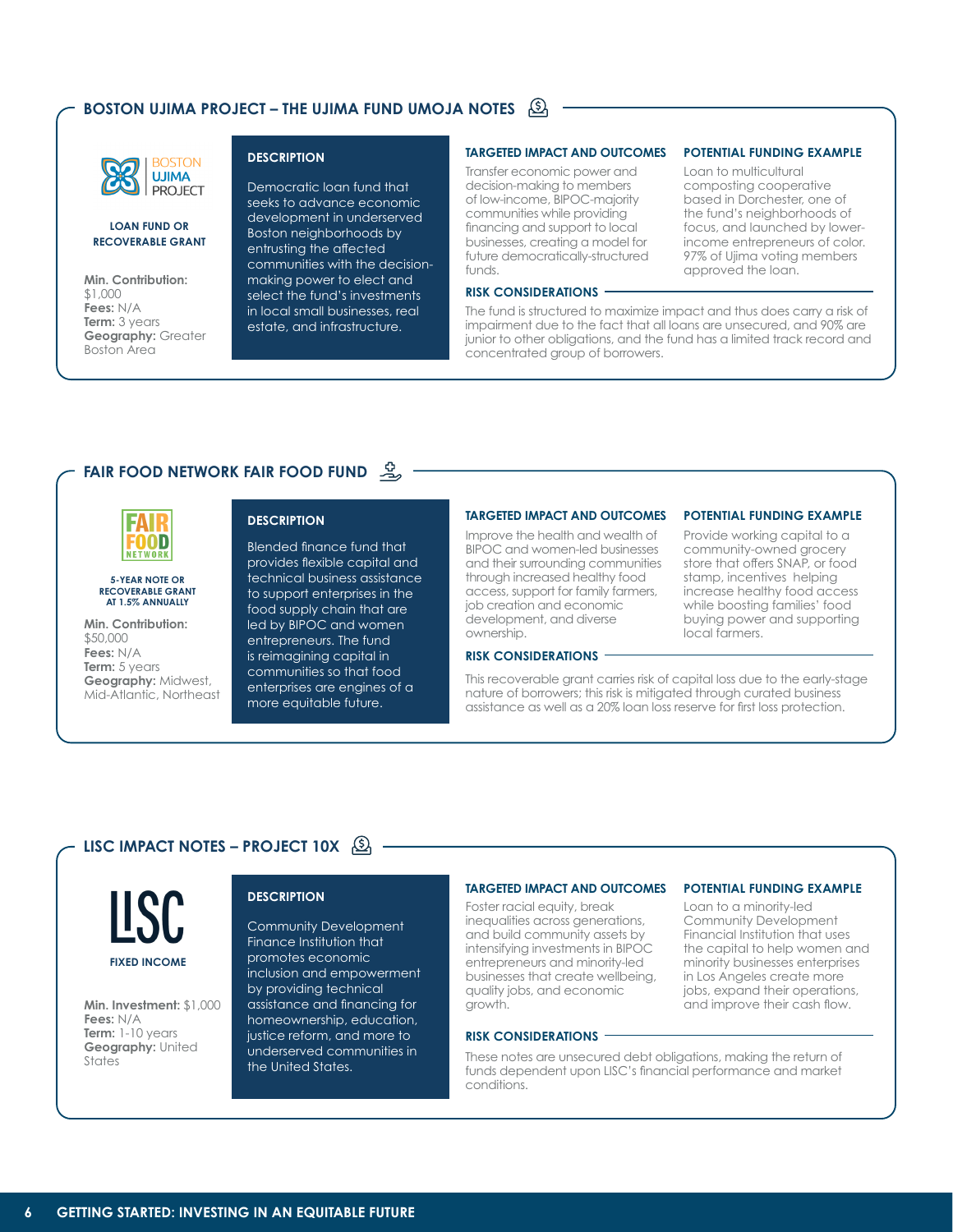## BOSTON UJIMA PROJECT – THE UJIMA FUND UMOJA NOTES

BOSTON UJIMA PROJECT

**LOAN FUND OR RECOVERABLE GRANT**

**Min. Contribution:** $1,000
**Fees:** N/A
**Term:** 3 years
**Geography:** Greater Boston Area

### DESCRIPTION

Democratic loan fund that seeks to advance economic development in underserved Boston neighborhoods by entrusting the affected communities with the decision-making power to elect and select the fund's investments in local small businesses, real estate, and infrastructure.

### TARGETED IMPACT AND OUTCOMES

Transfer economic power and decision-making to members of low-income, BIPOC-majority communities while providing financing and support to local businesses, creating a model for future democratically-structured funds.

### POTENTIAL FUNDING EXAMPLE

Loan to multicultural composting cooperative based in Dorchester, one of the fund's neighborhoods of focus, and launched by lower-income entrepreneurs of color. 97% of Ujima voting members approved the loan.

### RISK CONSIDERATIONS

The fund is structured to maximize impact and thus does carry a risk of impairment due to the fact that all loans are unsecured, and 90% are junior to other obligations, and the fund has a limited track record and concentrated group of borrowers.

## FAIR FOOD NETWORK FAIR FOOD FUND

FAIR FOOD NETWORK

**5-YEAR NOTE OR RECOVERABLE GRANT AT 1.5% ANNUALLY**

**Min. Contribution:** $50,000
**Fees:** N/A
**Term:** 5 years
**Geography:** Midwest, Mid-Atlantic, Northeast

### DESCRIPTION

Blended finance fund that provides flexible capital and technical business assistance to support enterprises in the food supply chain that are led by BIPOC and women entrepreneurs. The fund is reimagining capital in communities so that food enterprises are engines of a more equitable future.

### TARGETED IMPACT AND OUTCOMES

Improve the health and wealth of BIPOC and women-led businesses and their surrounding communities through increased healthy food access, support for family farmers, job creation and economic development, and diverse ownership.

### POTENTIAL FUNDING EXAMPLE

Provide working capital to a community-owned grocery store that offers SNAP, or food stamp, incentives helping increase healthy food access while boosting families' food buying power and supporting local farmers.

### RISK CONSIDERATIONS

This recoverable grant carries risk of capital loss due to the early-stage nature of borrowers; this risk is mitigated through curated business assistance as well as a 20% loan loss reserve for first loss protection.

## LISC IMPACT NOTES – PROJECT 10X

LISC

**FIXED INCOME**

**Min. Investment:** $1,000
**Fees:** N/A
**Term:** 1-10 years
**Geography:** United States

### DESCRIPTION

Community Development Finance Institution that promotes economic inclusion and empowerment by providing technical assistance and financing for homeownership, education, justice reform, and more to underserved communities in the United States.

### TARGETED IMPACT AND OUTCOMES

Foster racial equity, break inequalities across generations, and build community assets by intensifying investments in BIPOC entrepreneurs and minority-led businesses that create wellbeing, quality jobs, and economic growth.

### POTENTIAL FUNDING EXAMPLE

Loan to a minority-led Community Development Financial Institution that uses the capital to help women and minority businesses enterprises in Los Angeles create more jobs, expand their operations, and improve their cash flow.

### RISK CONSIDERATIONS

These notes are unsecured debt obligations, making the return of funds dependent upon LISC's financial performance and market conditions.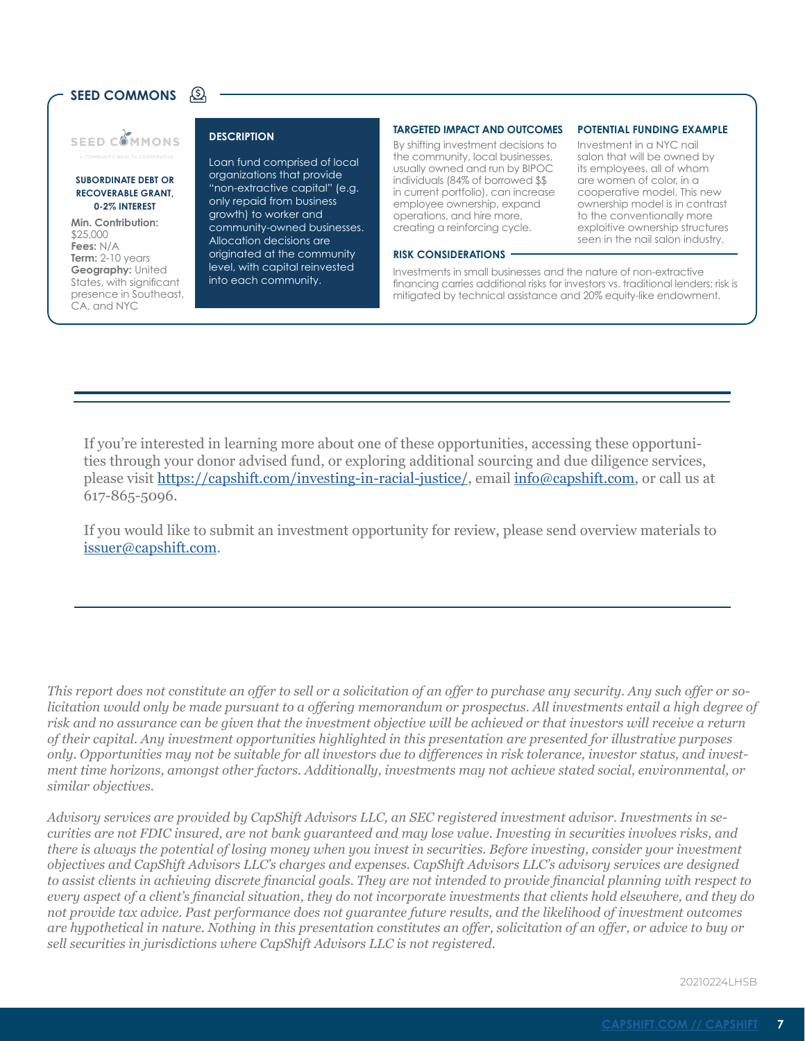## SEED COMMONS

SEED COMMONS
A COMMUNITY WEALTH COOPERATIVE

**SUBORDINATE DEBT OR RECOVERABLE GRANT, 0-2% INTEREST**

**Min. Contribution:** $25,000
**Fees:** N/A
**Term:** 2-10 years
**Geography:** United States, with significant presence in Southeast, CA, and NYC

### DESCRIPTION

Loan fund comprised of local organizations that provide "non-extractive capital" (e.g. only repaid from business growth) to worker and community-owned businesses. Allocation decisions are originated at the community level, with capital reinvested into each community.

### TARGETED IMPACT AND OUTCOMES

By shifting investment decisions to the community, local businesses, usually owned and run by BIPOC individuals (84% of borrowed $$ in current portfolio), can increase employee ownership, expand operations, and hire more, creating a reinforcing cycle.

### POTENTIAL FUNDING EXAMPLE

Investment in a NYC nail salon that will be owned by its employees, all of whom are women of color, in a cooperative model. This new ownership model is in contrast to the conventionally more exploitive ownership structures seen in the nail salon industry.

### RISK CONSIDERATIONS

Investments in small businesses and the nature of non-extractive financing carries additional risks for investors vs. traditional lenders; risk is mitigated by technical assistance and 20% equity-like endowment.

---

If you're interested in learning more about one of these opportunities, accessing these opportunities through your donor advised fund, or exploring additional sourcing and due diligence services, please visit https://capshift.com/investing-in-racial-justice/, email info@capshift.com, or call us at 617-865-5096.

If you would like to submit an investment opportunity for review, please send overview materials to issuer@capshift.com.

---

*This report does not constitute an offer to sell or a solicitation of an offer to purchase any security. Any such offer or solicitation would only be made pursuant to a offering memorandum or prospectus. All investments entail a high degree of risk and no assurance can be given that the investment objective will be achieved or that investors will receive a return of their capital. Any investment opportunities highlighted in this presentation are presented for illustrative purposes only. Opportunities may not be suitable for all investors due to differences in risk tolerance, investor status, and investment time horizons, amongst other factors. Additionally, investments may not achieve stated social, environmental, or similar objectives.*

*Advisory services are provided by CapShift Advisors LLC, an SEC registered investment advisor. Investments in securities are not FDIC insured, are not bank guaranteed and may lose value. Investing in securities involves risks, and there is always the potential of losing money when you invest in securities. Before investing, consider your investment objectives and CapShift Advisors LLC's charges and expenses. CapShift Advisors LLC's advisory services are designed to assist clients in achieving discrete financial goals. They are not intended to provide financial planning with respect to every aspect of a client's financial situation, they do not incorporate investments that clients hold elsewhere, and they do not provide tax advice. Past performance does not guarantee future results, and the likelihood of investment outcomes are hypothetical in nature. Nothing in this presentation constitutes an offer, solicitation of an offer, or advice to buy or sell securities in jurisdictions where CapShift Advisors LLC is not registered.*

20210224LHSB